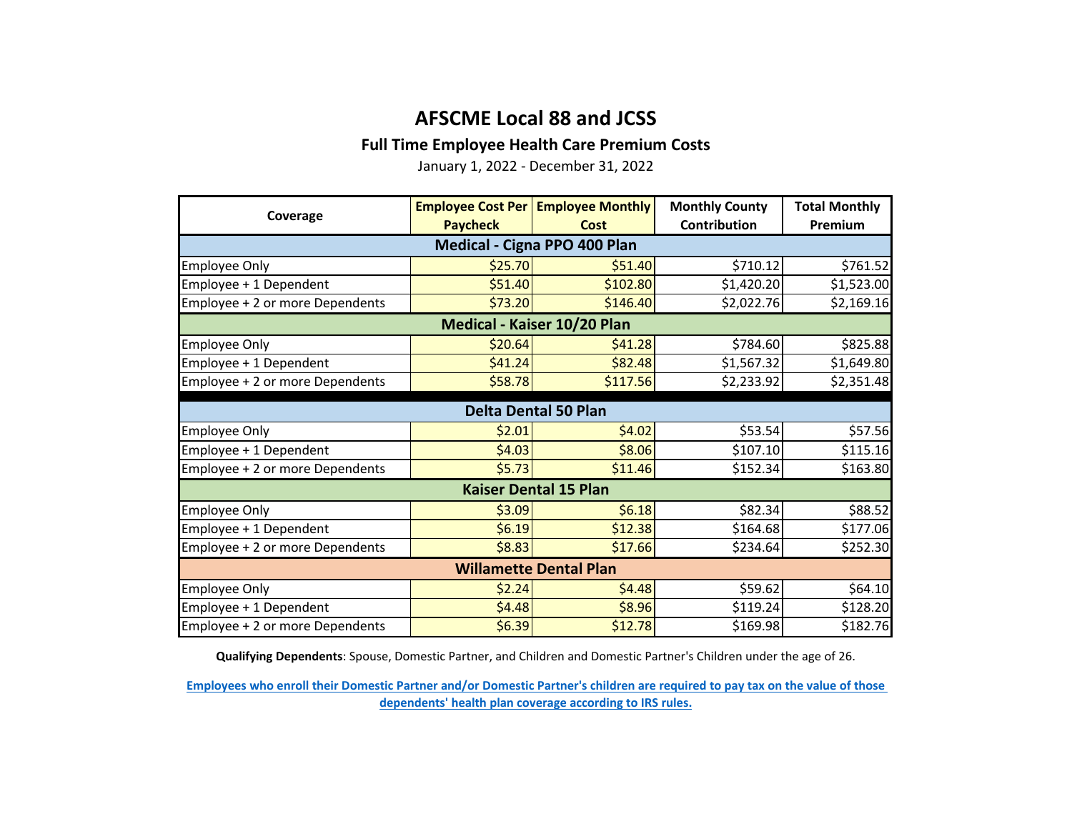# AFSCME Local 88 and JCSS

## Full Time Employee Health Care Premium Costs

January 1, 2022 - December 31, 2022

| Coverage | Employee Cost Per Paycheck | Employee Monthly Cost | Monthly County Contribution | Total Monthly Premium |
|---|---|---|---|---|
| **Medical - Cigna PPO 400 Plan** | | | | |
| Employee Only | $25.70 | $51.40 | $710.12 | $761.52 |
| Employee + 1 Dependent | $51.40 | $102.80 | $1,420.20 | $1,523.00 |
| Employee + 2 or more Dependents | $73.20 | $146.40 | $2,022.76 | $2,169.16 |
| **Medical - Kaiser 10/20 Plan** | | | | |
| Employee Only | $20.64 | $41.28 | $784.60 | $825.88 |
| Employee + 1 Dependent | $41.24 | $82.48 | $1,567.32 | $1,649.80 |
| Employee + 2 or more Dependents | $58.78 | $117.56 | $2,233.92 | $2,351.48 |
| **Delta Dental 50 Plan** | | | | |
| Employee Only | $2.01 | $4.02 | $53.54 | $57.56 |
| Employee + 1 Dependent | $4.03 | $8.06 | $107.10 | $115.16 |
| Employee + 2 or more Dependents | $5.73 | $11.46 | $152.34 | $163.80 |
| **Kaiser Dental 15 Plan** | | | | |
| Employee Only | $3.09 | $6.18 | $82.34 | $88.52 |
| Employee + 1 Dependent | $6.19 | $12.38 | $164.68 | $177.06 |
| Employee + 2 or more Dependents | $8.83 | $17.66 | $234.64 | $252.30 |
| **Willamette Dental Plan** | | | | |
| Employee Only | $2.24 | $4.48 | $59.62 | $64.10 |
| Employee + 1 Dependent | $4.48 | $8.96 | $119.24 | $128.20 |
| Employee + 2 or more Dependents | $6.39 | $12.78 | $169.98 | $182.76 |

**Qualifying Dependents**: Spouse, Domestic Partner, and Children and Domestic Partner's Children under the age of 26.

**Employees who enroll their Domestic Partner and/or Domestic Partner's children are required to pay tax on the value of those dependents' health plan coverage according to IRS rules.**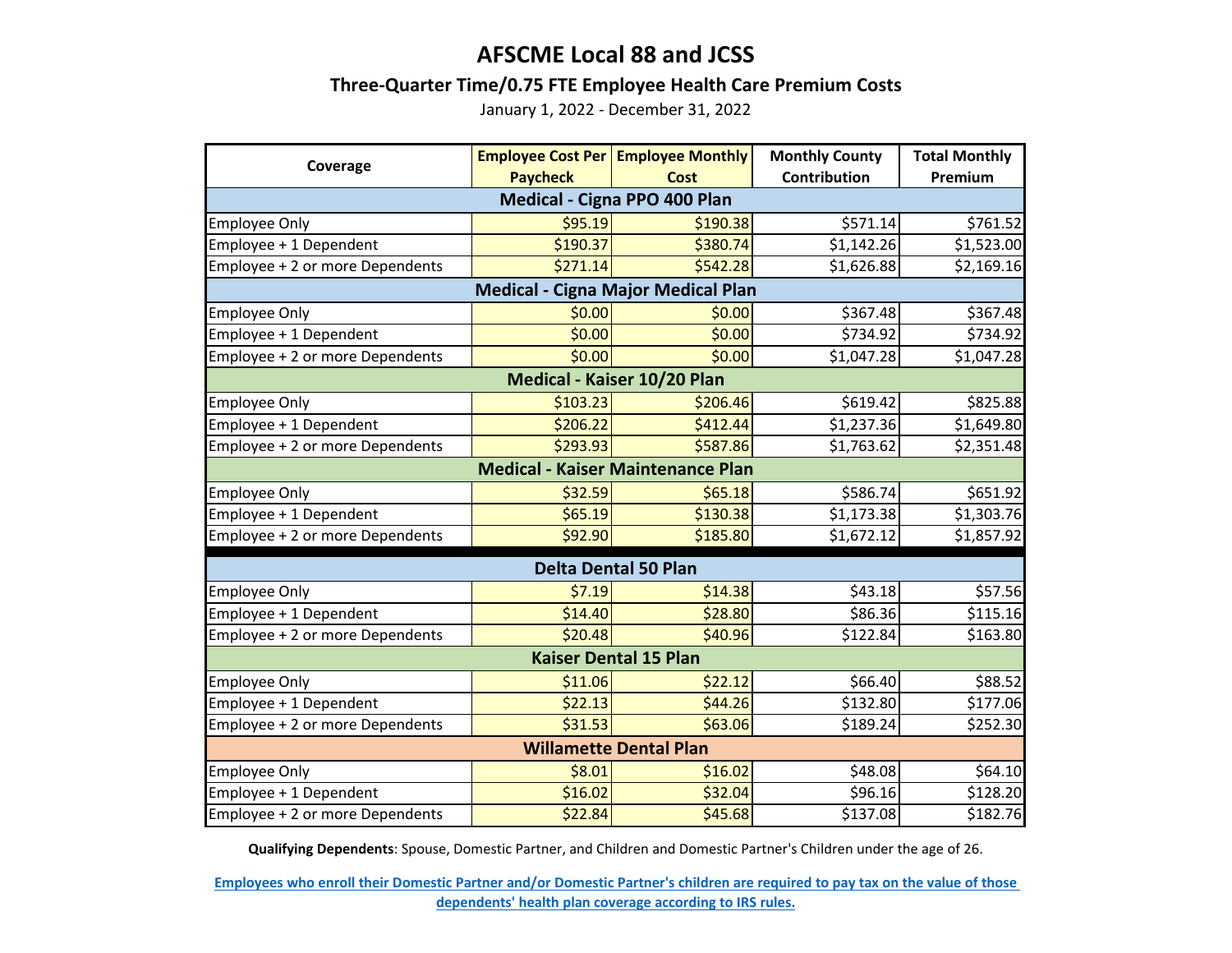# AFSCME Local 88 and JCSS

## Three-Quarter Time/0.75 FTE Employee Health Care Premium Costs

January 1, 2022 - December 31, 2022

| Coverage | Employee Cost Per Paycheck | Employee Monthly Cost | Monthly County Contribution | Total Monthly Premium |
|---|---|---|---|---|
| **Medical - Cigna PPO 400 Plan** | | | | |
| Employee Only | $95.19 | $190.38 | $571.14 | $761.52 |
| Employee + 1 Dependent | $190.37 | $380.74 | $1,142.26 | $1,523.00 |
| Employee + 2 or more Dependents | $271.14 | $542.28 | $1,626.88 | $2,169.16 |
| **Medical - Cigna Major Medical Plan** | | | | |
| Employee Only | $0.00 | $0.00 | $367.48 | $367.48 |
| Employee + 1 Dependent | $0.00 | $0.00 | $734.92 | $734.92 |
| Employee + 2 or more Dependents | $0.00 | $0.00 | $1,047.28 | $1,047.28 |
| **Medical - Kaiser 10/20 Plan** | | | | |
| Employee Only | $103.23 | $206.46 | $619.42 | $825.88 |
| Employee + 1 Dependent | $206.22 | $412.44 | $1,237.36 | $1,649.80 |
| Employee + 2 or more Dependents | $293.93 | $587.86 | $1,763.62 | $2,351.48 |
| **Medical - Kaiser Maintenance Plan** | | | | |
| Employee Only | $32.59 | $65.18 | $586.74 | $651.92 |
| Employee + 1 Dependent | $65.19 | $130.38 | $1,173.38 | $1,303.76 |
| Employee + 2 or more Dependents | $92.90 | $185.80 | $1,672.12 | $1,857.92 |
| **Delta Dental 50 Plan** | | | | |
| Employee Only | $7.19 | $14.38 | $43.18 | $57.56 |
| Employee + 1 Dependent | $14.40 | $28.80 | $86.36 | $115.16 |
| Employee + 2 or more Dependents | $20.48 | $40.96 | $122.84 | $163.80 |
| **Kaiser Dental 15 Plan** | | | | |
| Employee Only | $11.06 | $22.12 | $66.40 | $88.52 |
| Employee + 1 Dependent | $22.13 | $44.26 | $132.80 | $177.06 |
| Employee + 2 or more Dependents | $31.53 | $63.06 | $189.24 | $252.30 |
| **Willamette Dental Plan** | | | | |
| Employee Only | $8.01 | $16.02 | $48.08 | $64.10 |
| Employee + 1 Dependent | $16.02 | $32.04 | $96.16 | $128.20 |
| Employee + 2 or more Dependents | $22.84 | $45.68 | $137.08 | $182.76 |

**Qualifying Dependents**: Spouse, Domestic Partner, and Children and Domestic Partner's Children under the age of 26.

**Employees who enroll their Domestic Partner and/or Domestic Partner's children are required to pay tax on the value of those dependents' health plan coverage according to IRS rules.**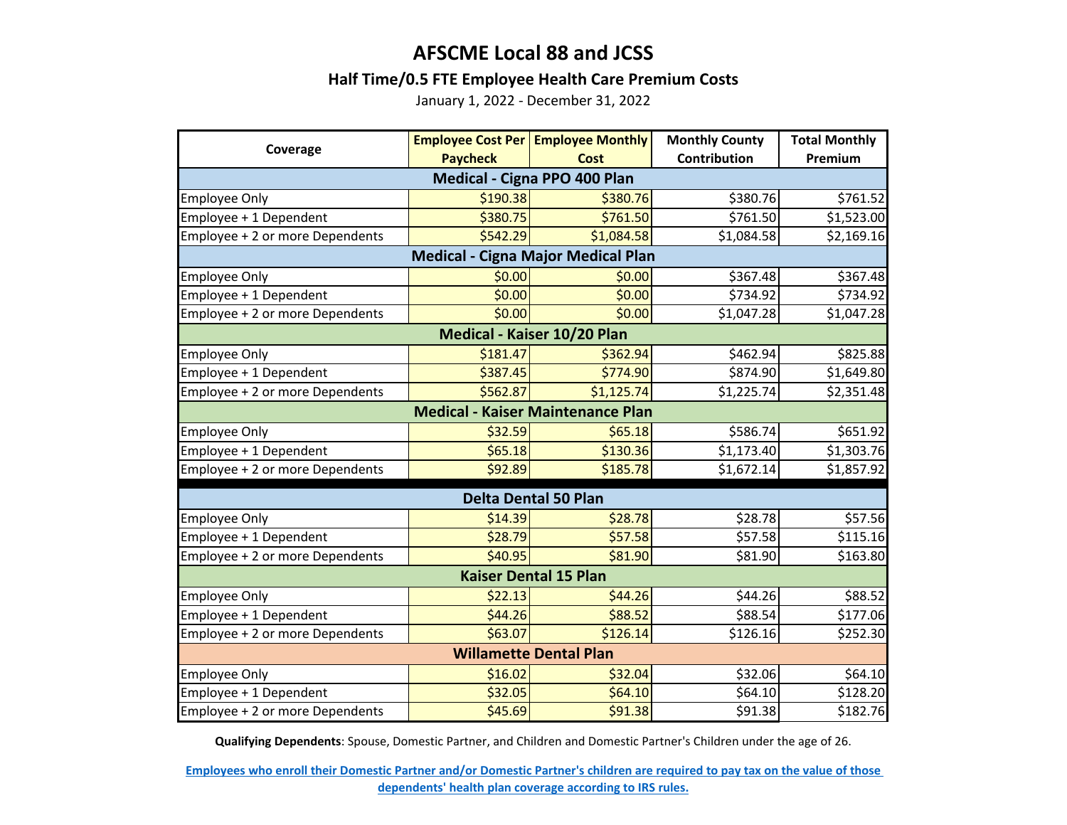# AFSCME Local 88 and JCSS

## Half Time/0.5 FTE Employee Health Care Premium Costs

January 1, 2022 - December 31, 2022

| Coverage | Employee Cost Per Paycheck | Employee Monthly Cost | Monthly County Contribution | Total Monthly Premium |
|---|---|---|---|---|
| **Medical - Cigna PPO 400 Plan** | | | | |
| Employee Only | $190.38 | $380.76 | $380.76 | $761.52 |
| Employee + 1 Dependent | $380.75 | $761.50 | $761.50 | $1,523.00 |
| Employee + 2 or more Dependents | $542.29 | $1,084.58 | $1,084.58 | $2,169.16 |
| **Medical - Cigna Major Medical Plan** | | | | |
| Employee Only | $0.00 | $0.00 | $367.48 | $367.48 |
| Employee + 1 Dependent | $0.00 | $0.00 | $734.92 | $734.92 |
| Employee + 2 or more Dependents | $0.00 | $0.00 | $1,047.28 | $1,047.28 |
| **Medical - Kaiser 10/20 Plan** | | | | |
| Employee Only | $181.47 | $362.94 | $462.94 | $825.88 |
| Employee + 1 Dependent | $387.45 | $774.90 | $874.90 | $1,649.80 |
| Employee + 2 or more Dependents | $562.87 | $1,125.74 | $1,225.74 | $2,351.48 |
| **Medical - Kaiser Maintenance Plan** | | | | |
| Employee Only | $32.59 | $65.18 | $586.74 | $651.92 |
| Employee + 1 Dependent | $65.18 | $130.36 | $1,173.40 | $1,303.76 |
| Employee + 2 or more Dependents | $92.89 | $185.78 | $1,672.14 | $1,857.92 |
| **Delta Dental 50 Plan** | | | | |
| Employee Only | $14.39 | $28.78 | $28.78 | $57.56 |
| Employee + 1 Dependent | $28.79 | $57.58 | $57.58 | $115.16 |
| Employee + 2 or more Dependents | $40.95 | $81.90 | $81.90 | $163.80 |
| **Kaiser Dental 15 Plan** | | | | |
| Employee Only | $22.13 | $44.26 | $44.26 | $88.52 |
| Employee + 1 Dependent | $44.26 | $88.52 | $88.54 | $177.06 |
| Employee + 2 or more Dependents | $63.07 | $126.14 | $126.16 | $252.30 |
| **Willamette Dental Plan** | | | | |
| Employee Only | $16.02 | $32.04 | $32.06 | $64.10 |
| Employee + 1 Dependent | $32.05 | $64.10 | $64.10 | $128.20 |
| Employee + 2 or more Dependents | $45.69 | $91.38 | $91.38 | $182.76 |

**Qualifying Dependents**: Spouse, Domestic Partner, and Children and Domestic Partner's Children under the age of 26.

**Employees who enroll their Domestic Partner and/or Domestic Partner's children are required to pay tax on the value of those dependents' health plan coverage according to IRS rules.**